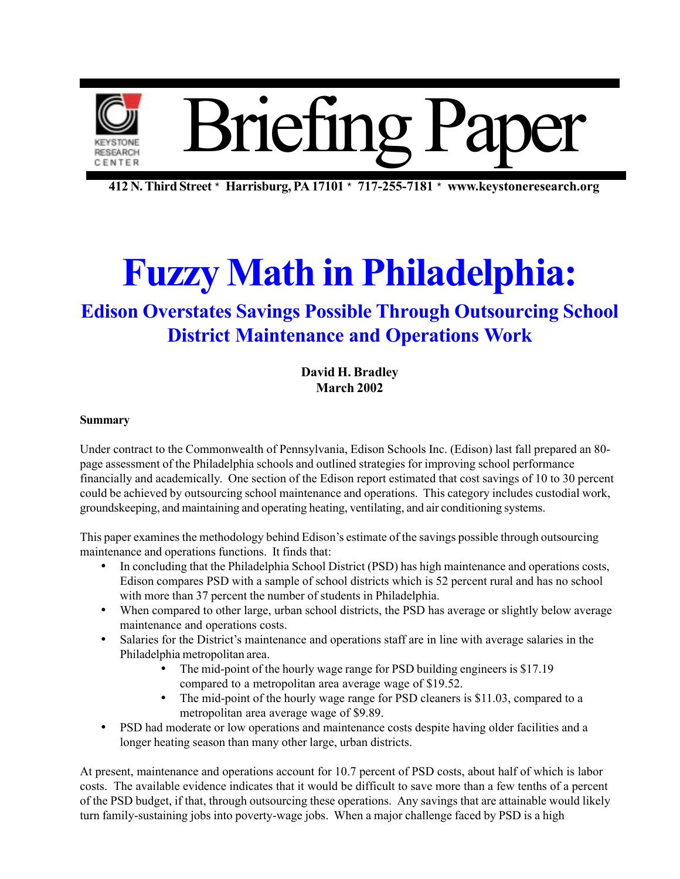# Briefing Paper

KEYSTONE RESEARCH CENTER

**412 N. Third Street * Harrisburg, PA 17101 * 717-255-7181 * www.keystoneresearch.org**

# Fuzzy Math in Philadelphia:

## Edison Overstates Savings Possible Through Outsourcing School District Maintenance and Operations Work

**David H. Bradley**
**March 2002**

**Summary**

Under contract to the Commonwealth of Pennsylvania, Edison Schools Inc. (Edison) last fall prepared an 80-page assessment of the Philadelphia schools and outlined strategies for improving school performance financially and academically. One section of the Edison report estimated that cost savings of 10 to 30 percent could be achieved by outsourcing school maintenance and operations. This category includes custodial work, groundskeeping, and maintaining and operating heating, ventilating, and air conditioning systems.

This paper examines the methodology behind Edison's estimate of the savings possible through outsourcing maintenance and operations functions. It finds that:

- In concluding that the Philadelphia School District (PSD) has high maintenance and operations costs, Edison compares PSD with a sample of school districts which is 52 percent rural and has no school with more than 37 percent the number of students in Philadelphia.
- When compared to other large, urban school districts, the PSD has average or slightly below average maintenance and operations costs.
- Salaries for the District's maintenance and operations staff are in line with average salaries in the Philadelphia metropolitan area.
    - The mid-point of the hourly wage range for PSD building engineers is $17.19 compared to a metropolitan area average wage of $19.52.
    - The mid-point of the hourly wage range for PSD cleaners is $11.03, compared to a metropolitan area average wage of $9.89.
- PSD had moderate or low operations and maintenance costs despite having older facilities and a longer heating season than many other large, urban districts.

At present, maintenance and operations account for 10.7 percent of PSD costs, about half of which is labor costs. The available evidence indicates that it would be difficult to save more than a few tenths of a percent of the PSD budget, if that, through outsourcing these operations. Any savings that are attainable would likely turn family-sustaining jobs into poverty-wage jobs. When a major challenge faced by PSD is a high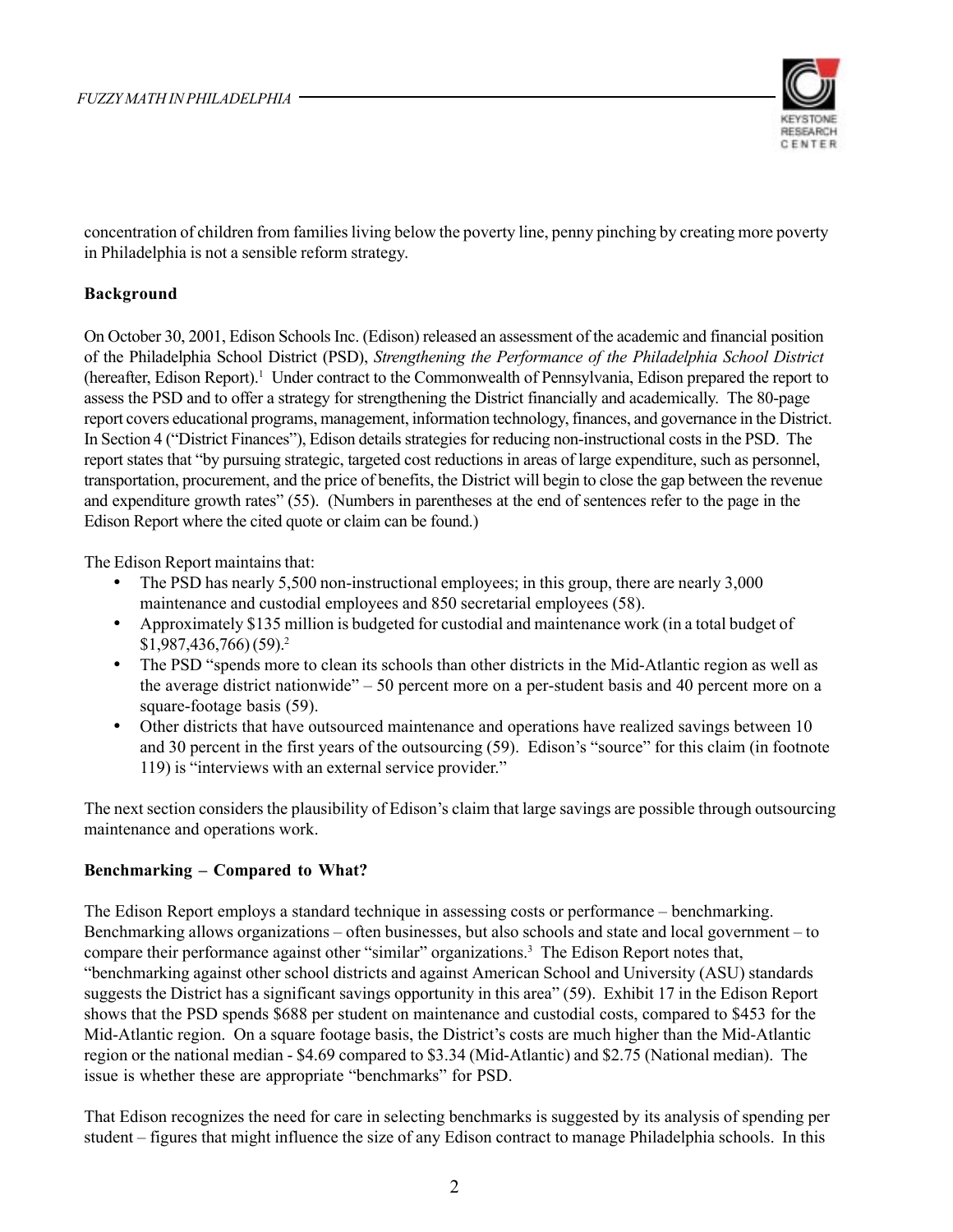concentration of children from families living below the poverty line, penny pinching by creating more poverty in Philadelphia is not a sensible reform strategy.

**Background**

On October 30, 2001, Edison Schools Inc. (Edison) released an assessment of the academic and financial position of the Philadelphia School District (PSD), *Strengthening the Performance of the Philadelphia School District* (hereafter, Edison Report).[1] Under contract to the Commonwealth of Pennsylvania, Edison prepared the report to assess the PSD and to offer a strategy for strengthening the District financially and academically. The 80-page report covers educational programs, management, information technology, finances, and governance in the District. In Section 4 ("District Finances"), Edison details strategies for reducing non-instructional costs in the PSD. The report states that "by pursuing strategic, targeted cost reductions in areas of large expenditure, such as personnel, transportation, procurement, and the price of benefits, the District will begin to close the gap between the revenue and expenditure growth rates" (55). (Numbers in parentheses at the end of sentences refer to the page in the Edison Report where the cited quote or claim can be found.)

The Edison Report maintains that:

- The PSD has nearly 5,500 non-instructional employees; in this group, there are nearly 3,000 maintenance and custodial employees and 850 secretarial employees (58).
- Approximately $135 million is budgeted for custodial and maintenance work (in a total budget of $1,987,436,766) (59).[2]
- The PSD "spends more to clean its schools than other districts in the Mid-Atlantic region as well as the average district nationwide" – 50 percent more on a per-student basis and 40 percent more on a square-footage basis (59).
- Other districts that have outsourced maintenance and operations have realized savings between 10 and 30 percent in the first years of the outsourcing (59). Edison's "source" for this claim (in footnote 119) is "interviews with an external service provider."

The next section considers the plausibility of Edison's claim that large savings are possible through outsourcing maintenance and operations work.

**Benchmarking – Compared to What?**

The Edison Report employs a standard technique in assessing costs or performance – benchmarking. Benchmarking allows organizations – often businesses, but also schools and state and local government – to compare their performance against other "similar" organizations.[3] The Edison Report notes that, "benchmarking against other school districts and against American School and University (ASU) standards suggests the District has a significant savings opportunity in this area" (59). Exhibit 17 in the Edison Report shows that the PSD spends $688 per student on maintenance and custodial costs, compared to $453 for the Mid-Atlantic region. On a square footage basis, the District's costs are much higher than the Mid-Atlantic region or the national median - $4.69 compared to $3.34 (Mid-Atlantic) and $2.75 (National median). The issue is whether these are appropriate "benchmarks" for PSD.

That Edison recognizes the need for care in selecting benchmarks is suggested by its analysis of spending per student – figures that might influence the size of any Edison contract to manage Philadelphia schools. In this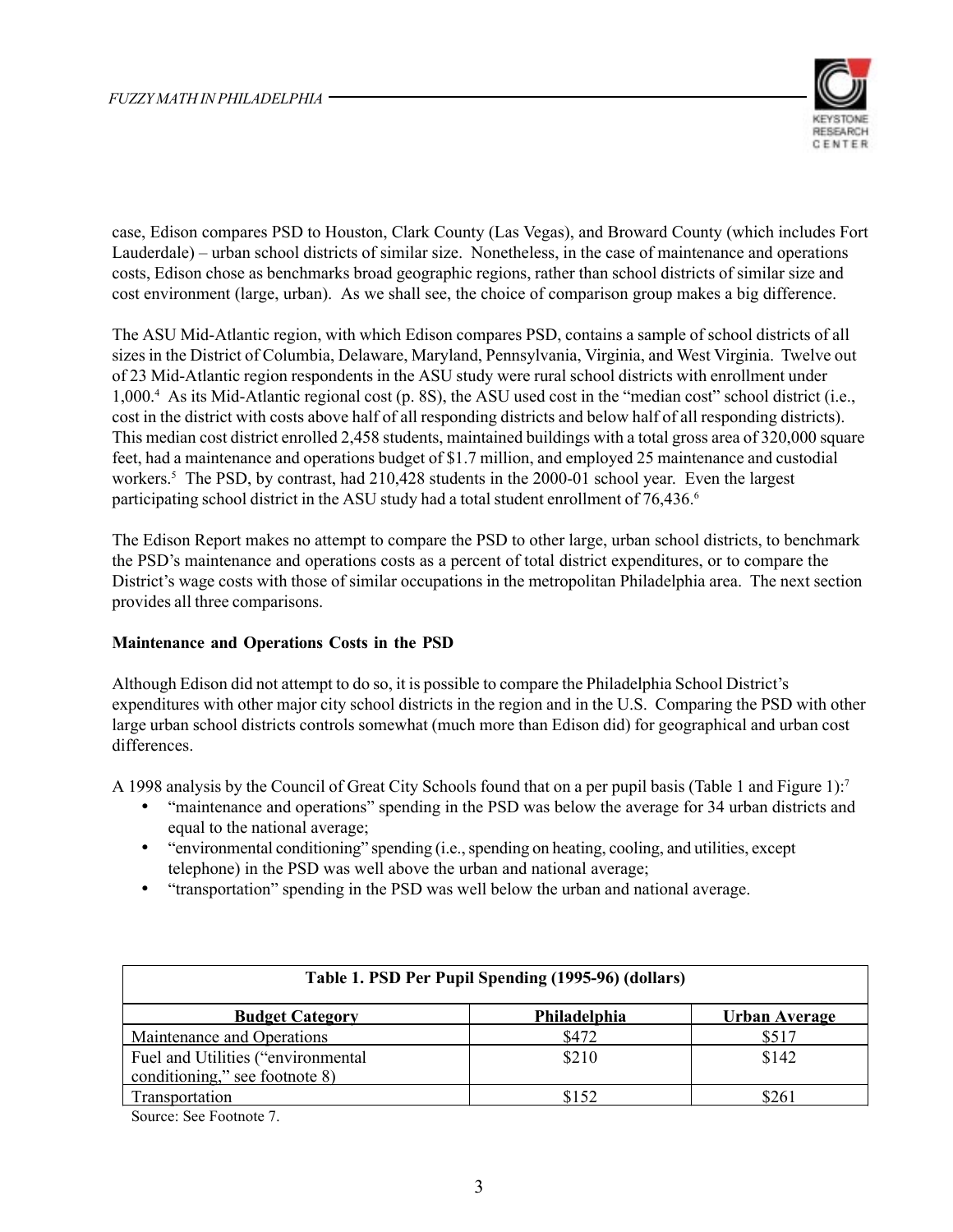case, Edison compares PSD to Houston, Clark County (Las Vegas), and Broward County (which includes Fort Lauderdale) – urban school districts of similar size. Nonetheless, in the case of maintenance and operations costs, Edison chose as benchmarks broad geographic regions, rather than school districts of similar size and cost environment (large, urban). As we shall see, the choice of comparison group makes a big difference.

The ASU Mid-Atlantic region, with which Edison compares PSD, contains a sample of school districts of all sizes in the District of Columbia, Delaware, Maryland, Pennsylvania, Virginia, and West Virginia. Twelve out of 23 Mid-Atlantic region respondents in the ASU study were rural school districts with enrollment under 1,000.[4] As its Mid-Atlantic regional cost (p. 8S), the ASU used cost in the "median cost" school district (i.e., cost in the district with costs above half of all responding districts and below half of all responding districts). This median cost district enrolled 2,458 students, maintained buildings with a total gross area of 320,000 square feet, had a maintenance and operations budget of $1.7 million, and employed 25 maintenance and custodial workers.[5] The PSD, by contrast, had 210,428 students in the 2000-01 school year. Even the largest participating school district in the ASU study had a total student enrollment of 76,436.[6]

The Edison Report makes no attempt to compare the PSD to other large, urban school districts, to benchmark the PSD's maintenance and operations costs as a percent of total district expenditures, or to compare the District's wage costs with those of similar occupations in the metropolitan Philadelphia area. The next section provides all three comparisons.

**Maintenance and Operations Costs in the PSD**

Although Edison did not attempt to do so, it is possible to compare the Philadelphia School District's expenditures with other major city school districts in the region and in the U.S. Comparing the PSD with other large urban school districts controls somewhat (much more than Edison did) for geographical and urban cost differences.

A 1998 analysis by the Council of Great City Schools found that on a per pupil basis (Table 1 and Figure 1):[7]

- "maintenance and operations" spending in the PSD was below the average for 34 urban districts and equal to the national average;
- "environmental conditioning" spending (i.e., spending on heating, cooling, and utilities, except telephone) in the PSD was well above the urban and national average;
- "transportation" spending in the PSD was well below the urban and national average.

**Table 1. PSD Per Pupil Spending (1995-96) (dollars)**

| Budget Category | Philadelphia | Urban Average |
|---|---|---|
| Maintenance and Operations | $472 | $517 |
| Fuel and Utilities ("environmental conditioning," see footnote 8) | $210 | $142 |
| Transportation | $152 | $261 |

Source: See Footnote 7.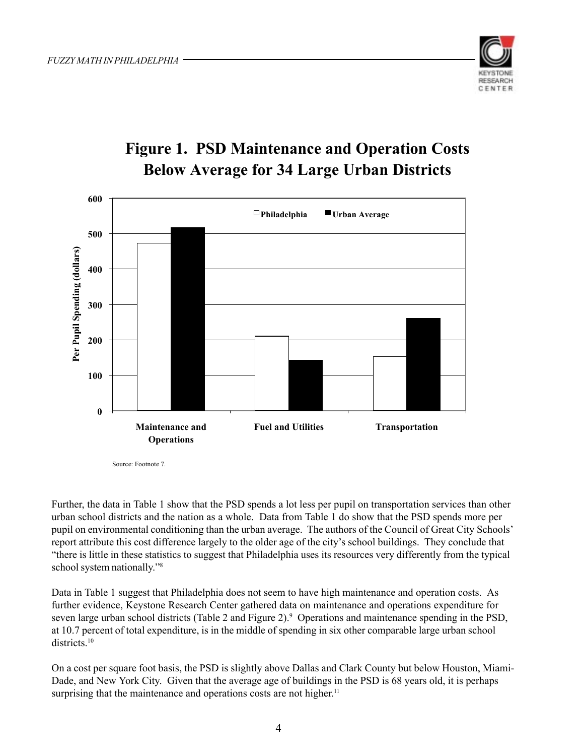## Figure 1. PSD Maintenance and Operation Costs Below Average for 34 Large Urban Districts

Source: Footnote 7.

Further, the data in Table 1 show that the PSD spends a lot less per pupil on transportation services than other urban school districts and the nation as a whole. Data from Table 1 do show that the PSD spends more per pupil on environmental conditioning than the urban average. The authors of the Council of Great City Schools' report attribute this cost difference largely to the older age of the city's school buildings. They conclude that "there is little in these statistics to suggest that Philadelphia uses its resources very differently from the typical school system nationally."[8]

Data in Table 1 suggest that Philadelphia does not seem to have high maintenance and operation costs. As further evidence, Keystone Research Center gathered data on maintenance and operations expenditure for seven large urban school districts (Table 2 and Figure 2).[9] Operations and maintenance spending in the PSD, at 10.7 percent of total expenditure, is in the middle of spending in six other comparable large urban school districts.[10]

On a cost per square foot basis, the PSD is slightly above Dallas and Clark County but below Houston, Miami-Dade, and New York City. Given that the average age of buildings in the PSD is 68 years old, it is perhaps surprising that the maintenance and operations costs are not higher.[11]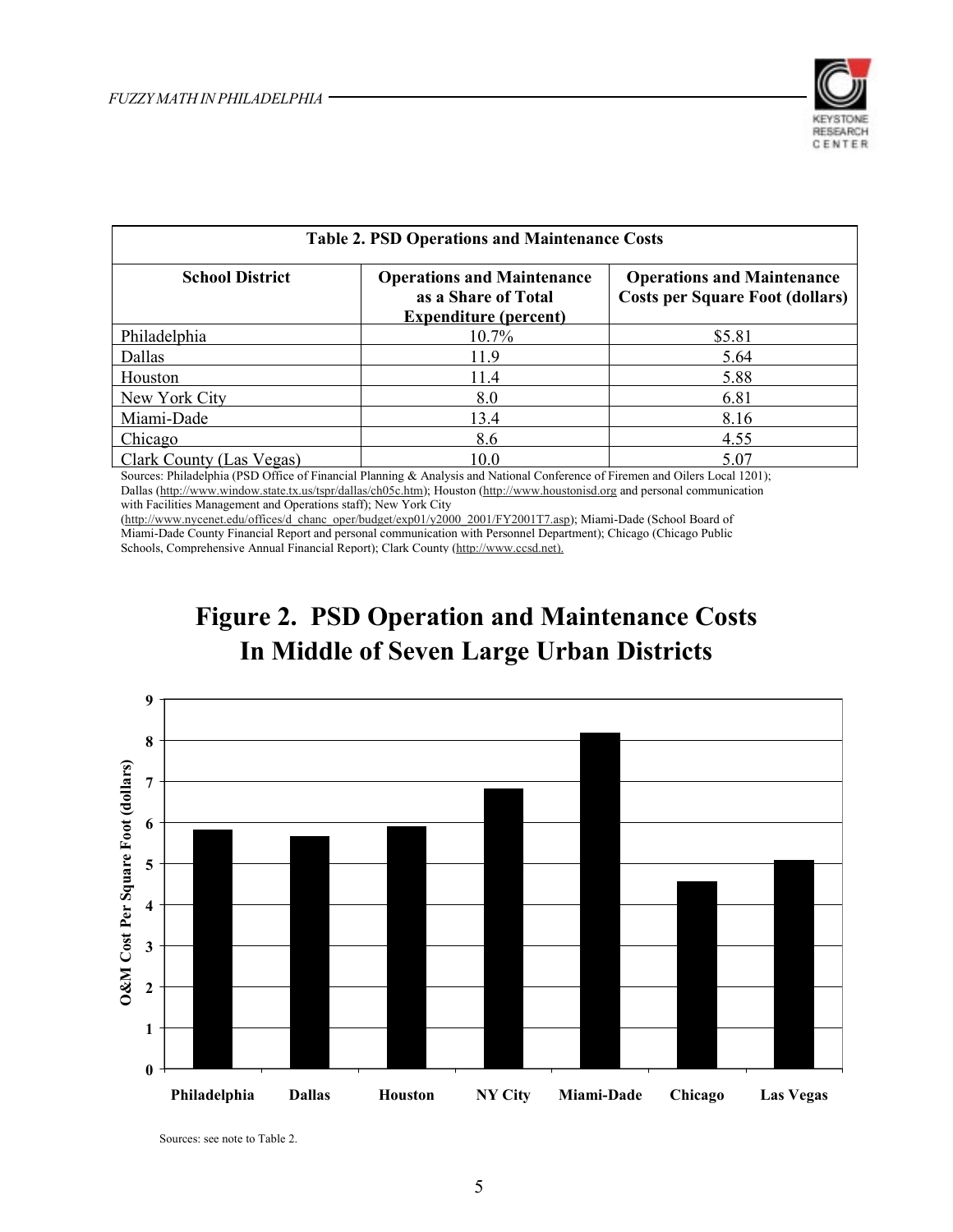| Table 2. PSD Operations and Maintenance Costs | | |
|---|---|---|
| **School District** | **Operations and Maintenance as a Share of Total Expenditure (percent)** | **Operations and Maintenance Costs per Square Foot (dollars)** |
| Philadelphia | 10.7% | $5.81 |
| Dallas | 11.9 | 5.64 |
| Houston | 11.4 | 5.88 |
| New York City | 8.0 | 6.81 |
| Miami-Dade | 13.4 | 8.16 |
| Chicago | 8.6 | 4.55 |
| Clark County (Las Vegas) | 10.0 | 5.07 |

Sources: Philadelphia (PSD Office of Financial Planning & Analysis and National Conference of Firemen and Oilers Local 1201); Dallas (http://www.window.state.tx.us/tspr/dallas/ch05c.htm); Houston (http://www.houstonisd.org and personal communication with Facilities Management and Operations staff); New York City (http://www.nycenet.edu/offices/d_chanc_oper/budget/exp01/y2000_2001/FY2001T7.asp); Miami-Dade (School Board of Miami-Dade County Financial Report and personal communication with Personnel Department); Chicago (Chicago Public Schools, Comprehensive Annual Financial Report); Clark County (http://www.ccsd.net).

## Figure 2. PSD Operation and Maintenance Costs In Middle of Seven Large Urban Districts

| District | O&M Cost Per Square Foot (dollars) |
|---|---|
| Philadelphia | 5.81 |
| Dallas | 5.64 |
| Houston | 5.88 |
| NY City | 6.81 |
| Miami-Dade | 8.16 |
| Chicago | 4.55 |
| Las Vegas | 5.07 |

Sources: see note to Table 2.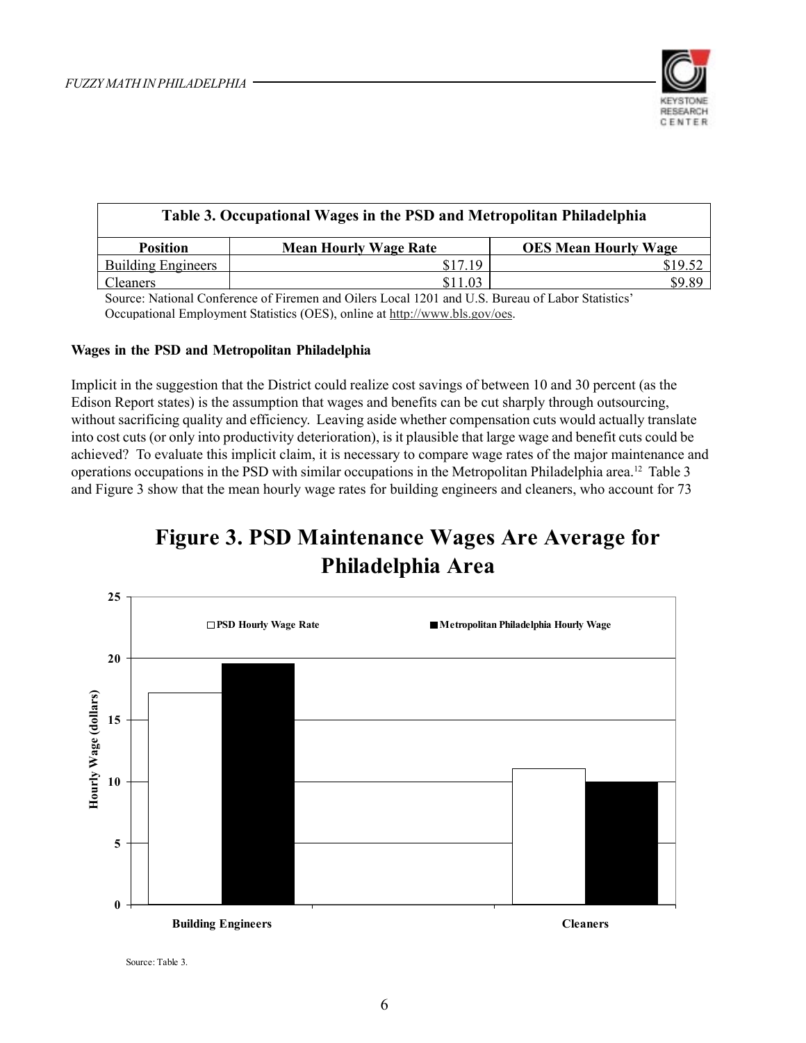**Table 3. Occupational Wages in the PSD and Metropolitan Philadelphia**

| Position | Mean Hourly Wage Rate | OES Mean Hourly Wage |
|---|---|---|
| Building Engineers | $17.19 | $19.52 |
| Cleaners | $11.03 | $9.89 |

Source: National Conference of Firemen and Oilers Local 1201 and U.S. Bureau of Labor Statistics' Occupational Employment Statistics (OES), online at http://www.bls.gov/oes.

**Wages in the PSD and Metropolitan Philadelphia**

Implicit in the suggestion that the District could realize cost savings of between 10 and 30 percent (as the Edison Report states) is the assumption that wages and benefits can be cut sharply through outsourcing, without sacrificing quality and efficiency. Leaving aside whether compensation cuts would actually translate into cost cuts (or only into productivity deterioration), is it plausible that large wage and benefit cuts could be achieved? To evaluate this implicit claim, it is necessary to compare wage rates of the major maintenance and operations occupations in the PSD with similar occupations in the Metropolitan Philadelphia area.[12] Table 3 and Figure 3 show that the mean hourly wage rates for building engineers and cleaners, who account for 73

**Figure 3. PSD Maintenance Wages Are Average for Philadelphia Area**

Source: Table 3.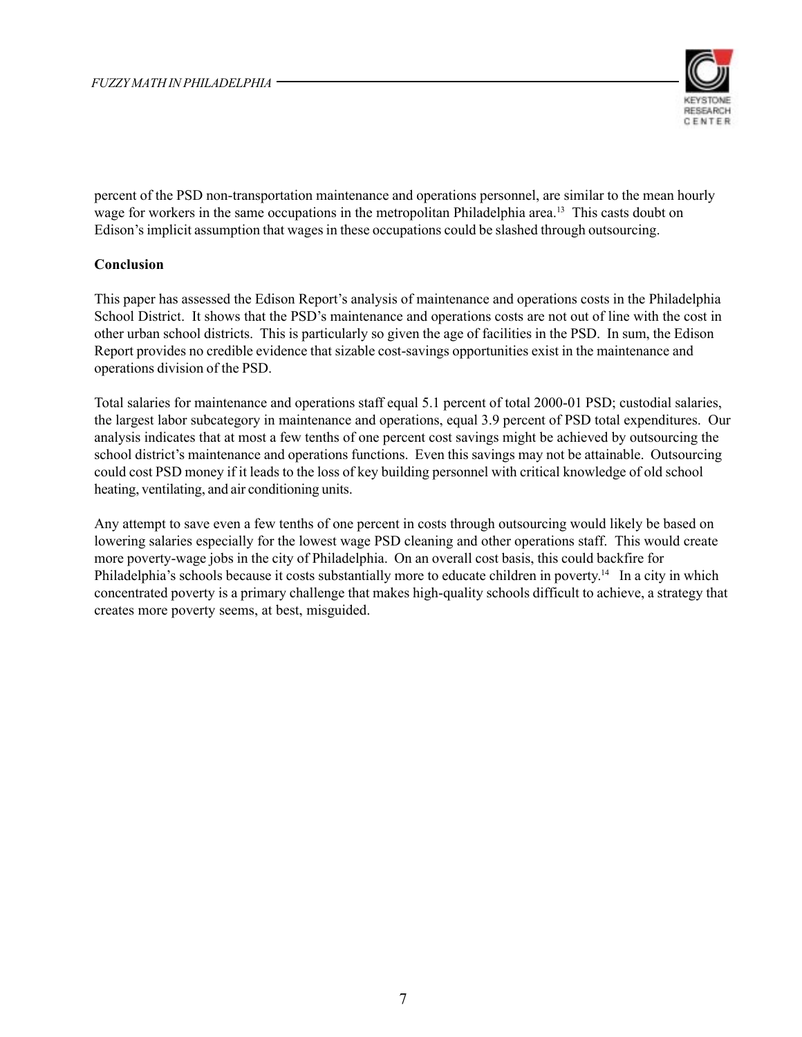percent of the PSD non-transportation maintenance and operations personnel, are similar to the mean hourly wage for workers in the same occupations in the metropolitan Philadelphia area.[13] This casts doubt on Edison's implicit assumption that wages in these occupations could be slashed through outsourcing.

**Conclusion**

This paper has assessed the Edison Report's analysis of maintenance and operations costs in the Philadelphia School District. It shows that the PSD's maintenance and operations costs are not out of line with the cost in other urban school districts. This is particularly so given the age of facilities in the PSD. In sum, the Edison Report provides no credible evidence that sizable cost-savings opportunities exist in the maintenance and operations division of the PSD.

Total salaries for maintenance and operations staff equal 5.1 percent of total 2000-01 PSD; custodial salaries, the largest labor subcategory in maintenance and operations, equal 3.9 percent of PSD total expenditures. Our analysis indicates that at most a few tenths of one percent cost savings might be achieved by outsourcing the school district's maintenance and operations functions. Even this savings may not be attainable. Outsourcing could cost PSD money if it leads to the loss of key building personnel with critical knowledge of old school heating, ventilating, and air conditioning units.

Any attempt to save even a few tenths of one percent in costs through outsourcing would likely be based on lowering salaries especially for the lowest wage PSD cleaning and other operations staff. This would create more poverty-wage jobs in the city of Philadelphia. On an overall cost basis, this could backfire for Philadelphia's schools because it costs substantially more to educate children in poverty.[14] In a city in which concentrated poverty is a primary challenge that makes high-quality schools difficult to achieve, a strategy that creates more poverty seems, at best, misguided.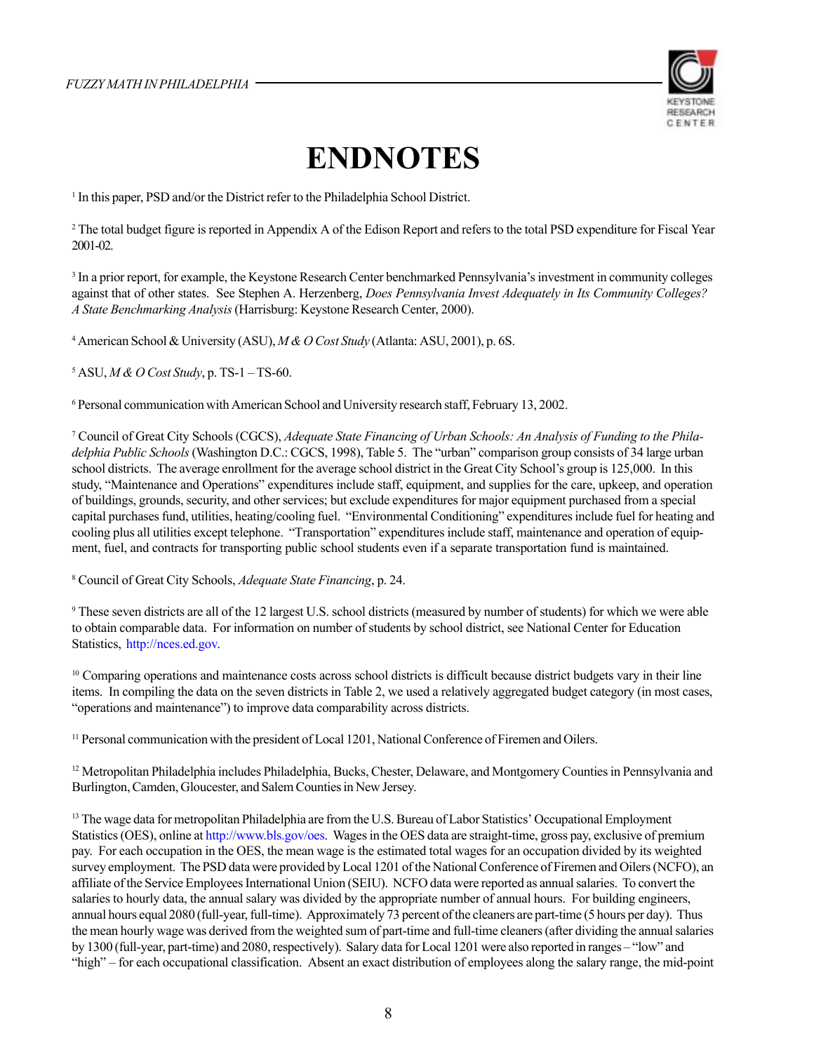# ENDNOTES

[1] In this paper, PSD and/or the District refer to the Philadelphia School District.

[2] The total budget figure is reported in Appendix A of the Edison Report and refers to the total PSD expenditure for Fiscal Year 2001-02.

[3] In a prior report, for example, the Keystone Research Center benchmarked Pennsylvania's investment in community colleges against that of other states. See Stephen A. Herzenberg, *Does Pennsylvania Invest Adequately in Its Community Colleges? A State Benchmarking Analysis* (Harrisburg: Keystone Research Center, 2000).

[4] American School & University (ASU), *M & O Cost Study* (Atlanta: ASU, 2001), p. 6S.

[5] ASU, *M & O Cost Study*, p. TS-1 – TS-60.

[6] Personal communication with American School and University research staff, February 13, 2002.

[7] Council of Great City Schools (CGCS), *Adequate State Financing of Urban Schools: An Analysis of Funding to the Philadelphia Public Schools* (Washington D.C.: CGCS, 1998), Table 5. The "urban" comparison group consists of 34 large urban school districts. The average enrollment for the average school district in the Great City School's group is 125,000. In this study, "Maintenance and Operations" expenditures include staff, equipment, and supplies for the care, upkeep, and operation of buildings, grounds, security, and other services; but exclude expenditures for major equipment purchased from a special capital purchases fund, utilities, heating/cooling fuel. "Environmental Conditioning" expenditures include fuel for heating and cooling plus all utilities except telephone. "Transportation" expenditures include staff, maintenance and operation of equipment, fuel, and contracts for transporting public school students even if a separate transportation fund is maintained.

[8] Council of Great City Schools, *Adequate State Financing*, p. 24.

[9] These seven districts are all of the 12 largest U.S. school districts (measured by number of students) for which we were able to obtain comparable data. For information on number of students by school district, see National Center for Education Statistics, http://nces.ed.gov.

[10] Comparing operations and maintenance costs across school districts is difficult because district budgets vary in their line items. In compiling the data on the seven districts in Table 2, we used a relatively aggregated budget category (in most cases, "operations and maintenance") to improve data comparability across districts.

[11] Personal communication with the president of Local 1201, National Conference of Firemen and Oilers.

[12] Metropolitan Philadelphia includes Philadelphia, Bucks, Chester, Delaware, and Montgomery Counties in Pennsylvania and Burlington, Camden, Gloucester, and Salem Counties in New Jersey.

[13] The wage data for metropolitan Philadelphia are from the U.S. Bureau of Labor Statistics' Occupational Employment Statistics (OES), online at http://www.bls.gov/oes. Wages in the OES data are straight-time, gross pay, exclusive of premium pay. For each occupation in the OES, the mean wage is the estimated total wages for an occupation divided by its weighted survey employment. The PSD data were provided by Local 1201 of the National Conference of Firemen and Oilers (NCFO), an affiliate of the Service Employees International Union (SEIU). NCFO data were reported as annual salaries. To convert the salaries to hourly data, the annual salary was divided by the appropriate number of annual hours. For building engineers, annual hours equal 2080 (full-year, full-time). Approximately 73 percent of the cleaners are part-time (5 hours per day). Thus the mean hourly wage was derived from the weighted sum of part-time and full-time cleaners (after dividing the annual salaries by 1300 (full-year, part-time) and 2080, respectively). Salary data for Local 1201 were also reported in ranges – "low" and "high" – for each occupational classification. Absent an exact distribution of employees along the salary range, the mid-point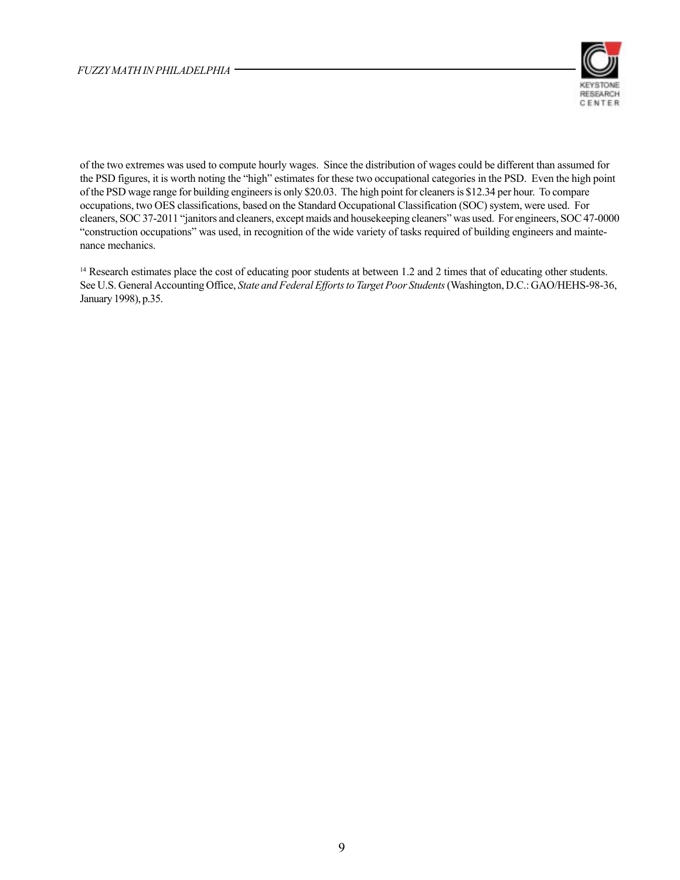of the two extremes was used to compute hourly wages. Since the distribution of wages could be different than assumed for the PSD figures, it is worth noting the "high" estimates for these two occupational categories in the PSD. Even the high point of the PSD wage range for building engineers is only $20.03. The high point for cleaners is $12.34 per hour. To compare occupations, two OES classifications, based on the Standard Occupational Classification (SOC) system, were used. For cleaners, SOC 37-2011 "janitors and cleaners, except maids and housekeeping cleaners" was used. For engineers, SOC 47-0000 "construction occupations" was used, in recognition of the wide variety of tasks required of building engineers and maintenance mechanics.

[14] Research estimates place the cost of educating poor students at between 1.2 and 2 times that of educating other students. See U.S. General Accounting Office, *State and Federal Efforts to Target Poor Students* (Washington, D.C.: GAO/HEHS-98-36, January 1998), p.35.